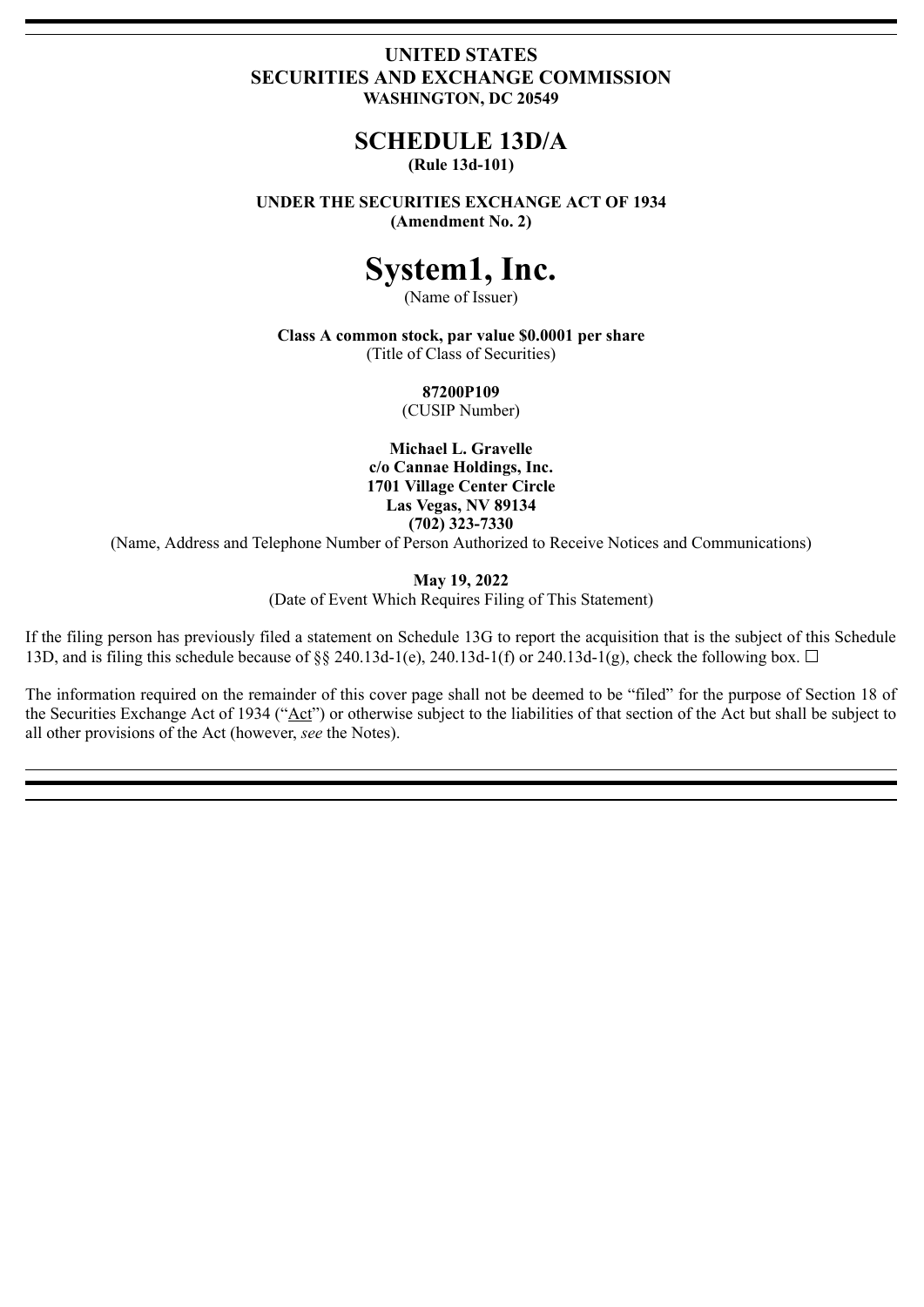**UNITED STATES**
**SECURITIES AND EXCHANGE COMMISSION**
**WASHINGTON, DC 20549**

# SCHEDULE 13D/A

**(Rule 13d-101)**

**UNDER THE SECURITIES EXCHANGE ACT OF 1934**
**(Amendment No. 2)**

# System1, Inc.

(Name of Issuer)

**Class A common stock, par value $0.0001 per share**
(Title of Class of Securities)

**87200P109**
(CUSIP Number)

**Michael L. Gravelle**
**c/o Cannae Holdings, Inc.**
**1701 Village Center Circle**
**Las Vegas, NV 89134**
**(702) 323-7330**
(Name, Address and Telephone Number of Person Authorized to Receive Notices and Communications)

**May 19, 2022**
(Date of Event Which Requires Filing of This Statement)

If the filing person has previously filed a statement on Schedule 13G to report the acquisition that is the subject of this Schedule 13D, and is filing this schedule because of §§ 240.13d-1(e), 240.13d-1(f) or 240.13d-1(g), check the following box. ☐

The information required on the remainder of this cover page shall not be deemed to be "filed" for the purpose of Section 18 of the Securities Exchange Act of 1934 ("Act") or otherwise subject to the liabilities of that section of the Act but shall be subject to all other provisions of the Act (however, *see* the Notes).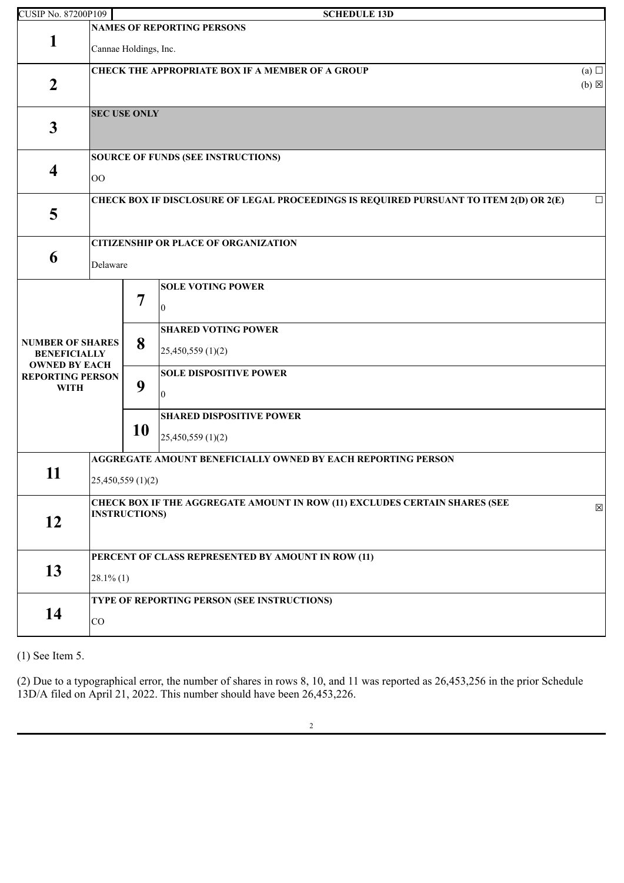| CUSIP No. 87200P109 | | SCHEDULE 13D | |
|---|---|---|---|
| **1** | **NAMES OF REPORTING PERSONS**<br>Cannae Holdings, Inc. | | |
| **2** | **CHECK THE APPROPRIATE BOX IF A MEMBER OF A GROUP** (a) ☐ (b) ☒ | | |
| **3** | **SEC USE ONLY** | | |
| **4** | **SOURCE OF FUNDS (SEE INSTRUCTIONS)**<br>OO | | |
| **5** | **CHECK BOX IF DISCLOSURE OF LEGAL PROCEEDINGS IS REQUIRED PURSUANT TO ITEM 2(D) OR 2(E)** ☐ | | |
| **6** | **CITIZENSHIP OR PLACE OF ORGANIZATION**<br>Delaware | | |
| **NUMBER OF SHARES BENEFICIALLY OWNED BY EACH REPORTING PERSON WITH** | **7** | **SOLE VOTING POWER**<br>0 | |
| | **8** | **SHARED VOTING POWER**<br>25,450,559 (1)(2) | |
| | **9** | **SOLE DISPOSITIVE POWER**<br>0 | |
| | **10** | **SHARED DISPOSITIVE POWER**<br>25,450,559 (1)(2) | |
| **11** | **AGGREGATE AMOUNT BENEFICIALLY OWNED BY EACH REPORTING PERSON**<br>25,450,559 (1)(2) | | |
| **12** | **CHECK BOX IF THE AGGREGATE AMOUNT IN ROW (11) EXCLUDES CERTAIN SHARES (SEE INSTRUCTIONS)** ☒ | | |
| **13** | **PERCENT OF CLASS REPRESENTED BY AMOUNT IN ROW (11)**<br>28.1% (1) | | |
| **14** | **TYPE OF REPORTING PERSON (SEE INSTRUCTIONS)**<br>CO | | |

(1) See Item 5.

(2) Due to a typographical error, the number of shares in rows 8, 10, and 11 was reported as 26,453,256 in the prior Schedule 13D/A filed on April 21, 2022. This number should have been 26,453,226.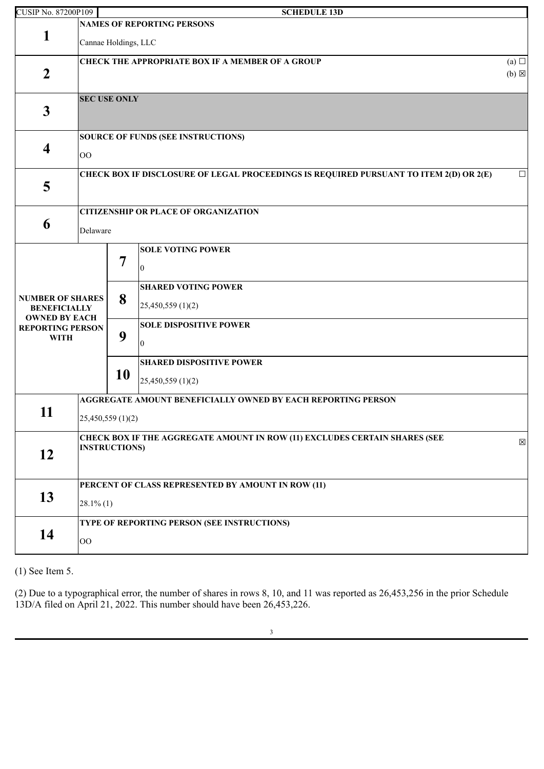| CUSIP No. 87200P109 | | | SCHEDULE 13D |
|---|---|---|---|
| **1** | **NAMES OF REPORTING PERSONS** Cannae Holdings, LLC | | |
| **2** | **CHECK THE APPROPRIATE BOX IF A MEMBER OF A GROUP** (a) ☐ (b) ☒ | | |
| **3** | **SEC USE ONLY** | | |
| **4** | **SOURCE OF FUNDS (SEE INSTRUCTIONS)** OO | | |
| **5** | **CHECK BOX IF DISCLOSURE OF LEGAL PROCEEDINGS IS REQUIRED PURSUANT TO ITEM 2(D) OR 2(E)** ☐ | | |
| **6** | **CITIZENSHIP OR PLACE OF ORGANIZATION** Delaware | | |
| **NUMBER OF SHARES BENEFICIALLY OWNED BY EACH REPORTING PERSON WITH** | | **7** | **SOLE VOTING POWER** 0 |
| | | **8** | **SHARED VOTING POWER** 25,450,559 (1)(2) |
| | | **9** | **SOLE DISPOSITIVE POWER** 0 |
| | | **10** | **SHARED DISPOSITIVE POWER** 25,450,559 (1)(2) |
| **11** | **AGGREGATE AMOUNT BENEFICIALLY OWNED BY EACH REPORTING PERSON** 25,450,559 (1)(2) | | |
| **12** | **CHECK BOX IF THE AGGREGATE AMOUNT IN ROW (11) EXCLUDES CERTAIN SHARES (SEE INSTRUCTIONS)** ☒ | | |
| **13** | **PERCENT OF CLASS REPRESENTED BY AMOUNT IN ROW (11)** 28.1% (1) | | |
| **14** | **TYPE OF REPORTING PERSON (SEE INSTRUCTIONS)** OO | | |

(1) See Item 5.

(2) Due to a typographical error, the number of shares in rows 8, 10, and 11 was reported as 26,453,256 in the prior Schedule 13D/A filed on April 21, 2022. This number should have been 26,453,226.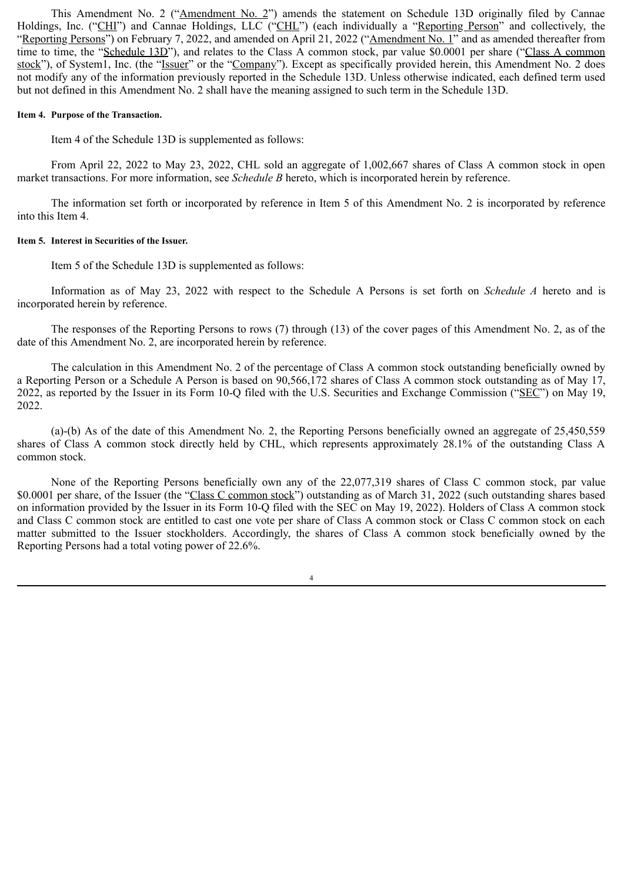This Amendment No. 2 ("Amendment No. 2") amends the statement on Schedule 13D originally filed by Cannae Holdings, Inc. ("CHI") and Cannae Holdings, LLC ("CHL") (each individually a "Reporting Person" and collectively, the "Reporting Persons") on February 7, 2022, and amended on April 21, 2022 ("Amendment No. 1" and as amended thereafter from time to time, the "Schedule 13D"), and relates to the Class A common stock, par value $0.0001 per share ("Class A common stock"), of System1, Inc. (the "Issuer" or the "Company"). Except as specifically provided herein, this Amendment No. 2 does not modify any of the information previously reported in the Schedule 13D. Unless otherwise indicated, each defined term used but not defined in this Amendment No. 2 shall have the meaning assigned to such term in the Schedule 13D.

**Item 4. Purpose of the Transaction.**

Item 4 of the Schedule 13D is supplemented as follows:

From April 22, 2022 to May 23, 2022, CHL sold an aggregate of 1,002,667 shares of Class A common stock in open market transactions. For more information, see *Schedule B* hereto, which is incorporated herein by reference.

The information set forth or incorporated by reference in Item 5 of this Amendment No. 2 is incorporated by reference into this Item 4.

**Item 5. Interest in Securities of the Issuer.**

Item 5 of the Schedule 13D is supplemented as follows:

Information as of May 23, 2022 with respect to the Schedule A Persons is set forth on *Schedule A* hereto and is incorporated herein by reference.

The responses of the Reporting Persons to rows (7) through (13) of the cover pages of this Amendment No. 2, as of the date of this Amendment No. 2, are incorporated herein by reference.

The calculation in this Amendment No. 2 of the percentage of Class A common stock outstanding beneficially owned by a Reporting Person or a Schedule A Person is based on 90,566,172 shares of Class A common stock outstanding as of May 17, 2022, as reported by the Issuer in its Form 10-Q filed with the U.S. Securities and Exchange Commission ("SEC") on May 19, 2022.

(a)-(b) As of the date of this Amendment No. 2, the Reporting Persons beneficially owned an aggregate of 25,450,559 shares of Class A common stock directly held by CHL, which represents approximately 28.1% of the outstanding Class A common stock.

None of the Reporting Persons beneficially own any of the 22,077,319 shares of Class C common stock, par value $0.0001 per share, of the Issuer (the "Class C common stock") outstanding as of March 31, 2022 (such outstanding shares based on information provided by the Issuer in its Form 10-Q filed with the SEC on May 19, 2022). Holders of Class A common stock and Class C common stock are entitled to cast one vote per share of Class A common stock or Class C common stock on each matter submitted to the Issuer stockholders. Accordingly, the shares of Class A common stock beneficially owned by the Reporting Persons had a total voting power of 22.6%.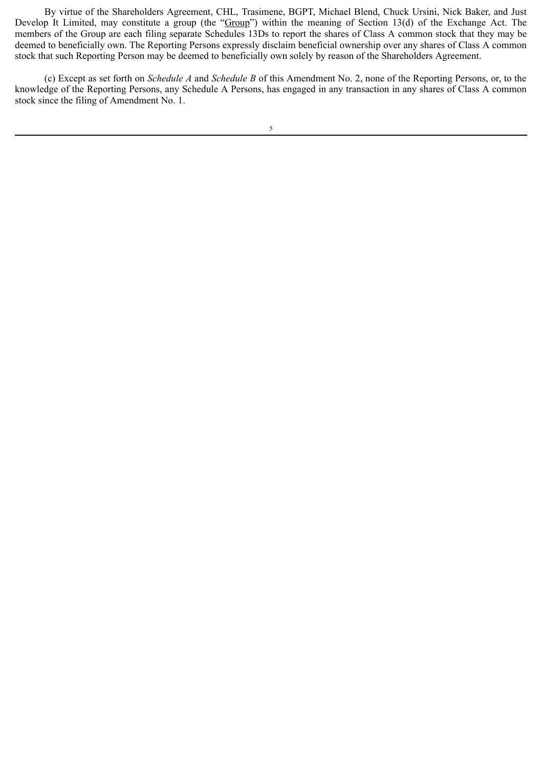By virtue of the Shareholders Agreement, CHL, Trasimene, BGPT, Michael Blend, Chuck Ursini, Nick Baker, and Just Develop It Limited, may constitute a group (the "Group") within the meaning of Section 13(d) of the Exchange Act. The members of the Group are each filing separate Schedules 13Ds to report the shares of Class A common stock that they may be deemed to beneficially own. The Reporting Persons expressly disclaim beneficial ownership over any shares of Class A common stock that such Reporting Person may be deemed to beneficially own solely by reason of the Shareholders Agreement.

(c) Except as set forth on *Schedule A* and *Schedule B* of this Amendment No. 2, none of the Reporting Persons, or, to the knowledge of the Reporting Persons, any Schedule A Persons, has engaged in any transaction in any shares of Class A common stock since the filing of Amendment No. 1.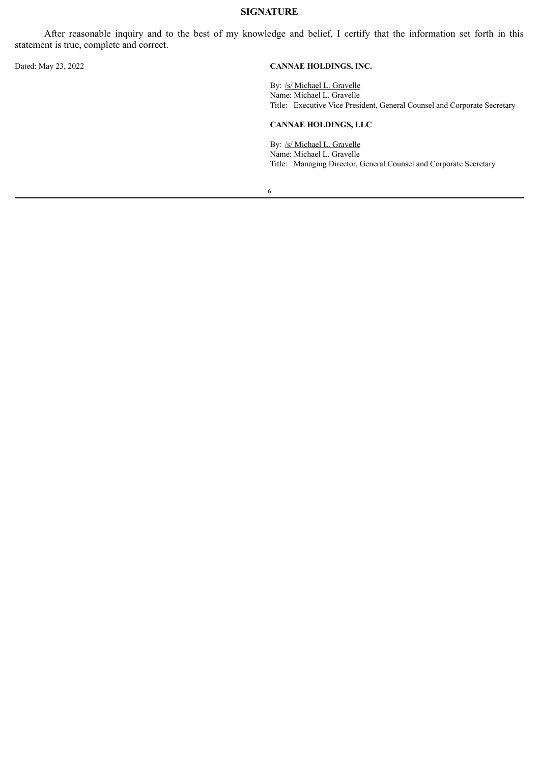## SIGNATURE

After reasonable inquiry and to the best of my knowledge and belief, I certify that the information set forth in this statement is true, complete and correct.

Dated: May 23, 2022

**CANNAE HOLDINGS, INC.**

By: /s/ Michael L. Gravelle
Name: Michael L. Gravelle
Title: Executive Vice President, General Counsel and Corporate Secretary

**CANNAE HOLDINGS, LLC**

By: /s/ Michael L. Gravelle
Name: Michael L. Gravelle
Title: Managing Director, General Counsel and Corporate Secretary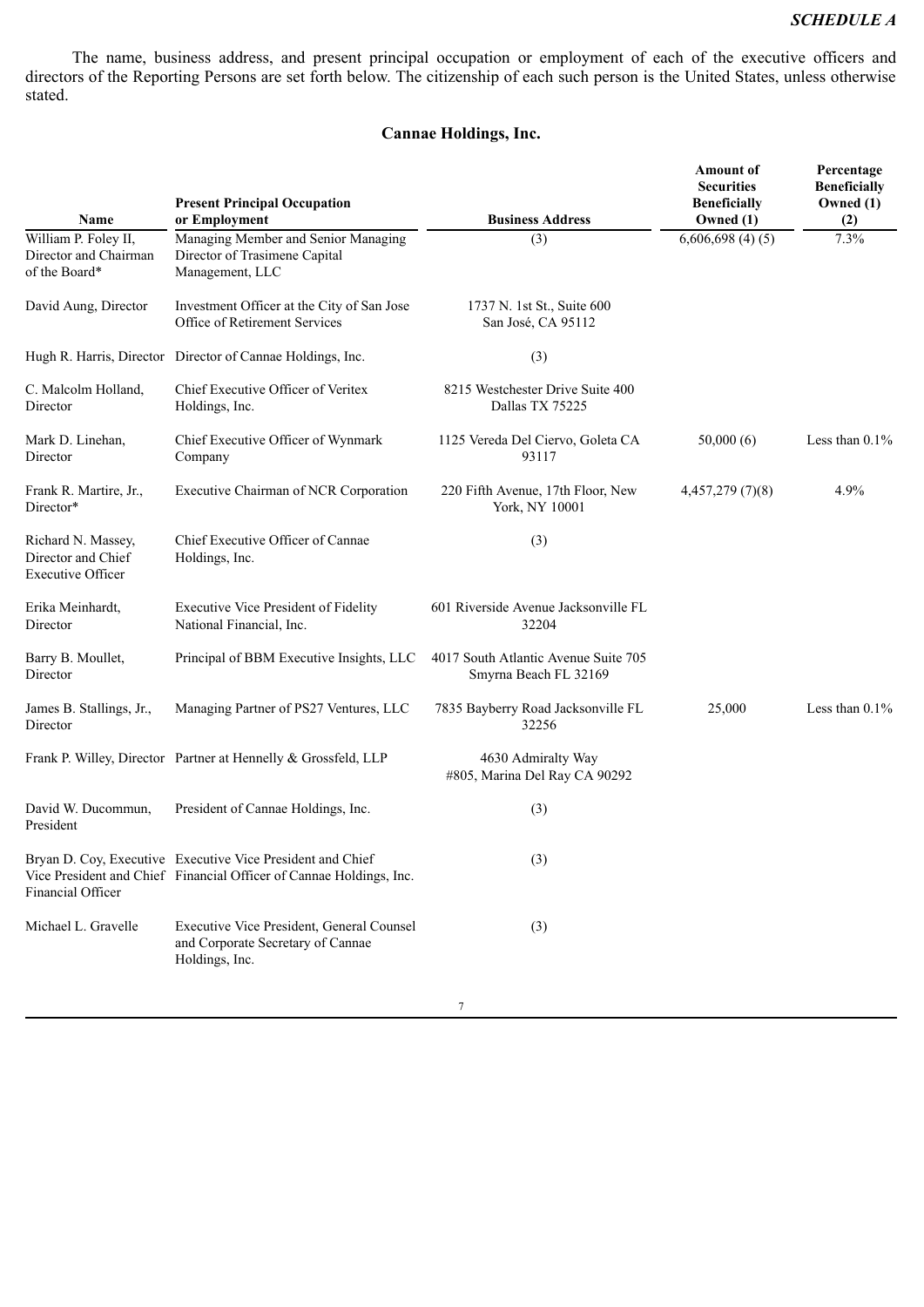*SCHEDULE A*

The name, business address, and present principal occupation or employment of each of the executive officers and directors of the Reporting Persons are set forth below. The citizenship of each such person is the United States, unless otherwise stated.

## Cannae Holdings, Inc.

| Name | Present Principal Occupation or Employment | Business Address | Amount of Securities Beneficially Owned (1) | Percentage Beneficially Owned (1) (2) |
|---|---|---|---|---|
| William P. Foley II, Director and Chairman of the Board* | Managing Member and Senior Managing Director of Trasimene Capital Management, LLC | (3) | 6,606,698 (4) (5) | 7.3% |
| David Aung, Director | Investment Officer at the City of San Jose Office of Retirement Services | 1737 N. 1st St., Suite 600 San José, CA 95112 | | |
| Hugh R. Harris, Director | Director of Cannae Holdings, Inc. | (3) | | |
| C. Malcolm Holland, Director | Chief Executive Officer of Veritex Holdings, Inc. | 8215 Westchester Drive Suite 400 Dallas TX 75225 | | |
| Mark D. Linehan, Director | Chief Executive Officer of Wynmark Company | 1125 Vereda Del Ciervo, Goleta CA 93117 | 50,000 (6) | Less than 0.1% |
| Frank R. Martire, Jr., Director* | Executive Chairman of NCR Corporation | 220 Fifth Avenue, 17th Floor, New York, NY 10001 | 4,457,279 (7)(8) | 4.9% |
| Richard N. Massey, Director and Chief Executive Officer | Chief Executive Officer of Cannae Holdings, Inc. | (3) | | |
| Erika Meinhardt, Director | Executive Vice President of Fidelity National Financial, Inc. | 601 Riverside Avenue Jacksonville FL 32204 | | |
| Barry B. Moullet, Director | Principal of BBM Executive Insights, LLC | 4017 South Atlantic Avenue Suite 705 Smyrna Beach FL 32169 | | |
| James B. Stallings, Jr., Director | Managing Partner of PS27 Ventures, LLC | 7835 Bayberry Road Jacksonville FL 32256 | 25,000 | Less than 0.1% |
| Frank P. Willey, Director | Partner at Hennelly & Grossfeld, LLP | 4630 Admiralty Way #805, Marina Del Ray CA 90292 | | |
| David W. Ducommun, President | President of Cannae Holdings, Inc. | (3) | | |
| Bryan D. Coy, Executive Vice President and Chief Financial Officer | Executive Vice President and Chief Financial Officer of Cannae Holdings, Inc. | (3) | | |
| Michael L. Gravelle | Executive Vice President, General Counsel and Corporate Secretary of Cannae Holdings, Inc. | (3) | | |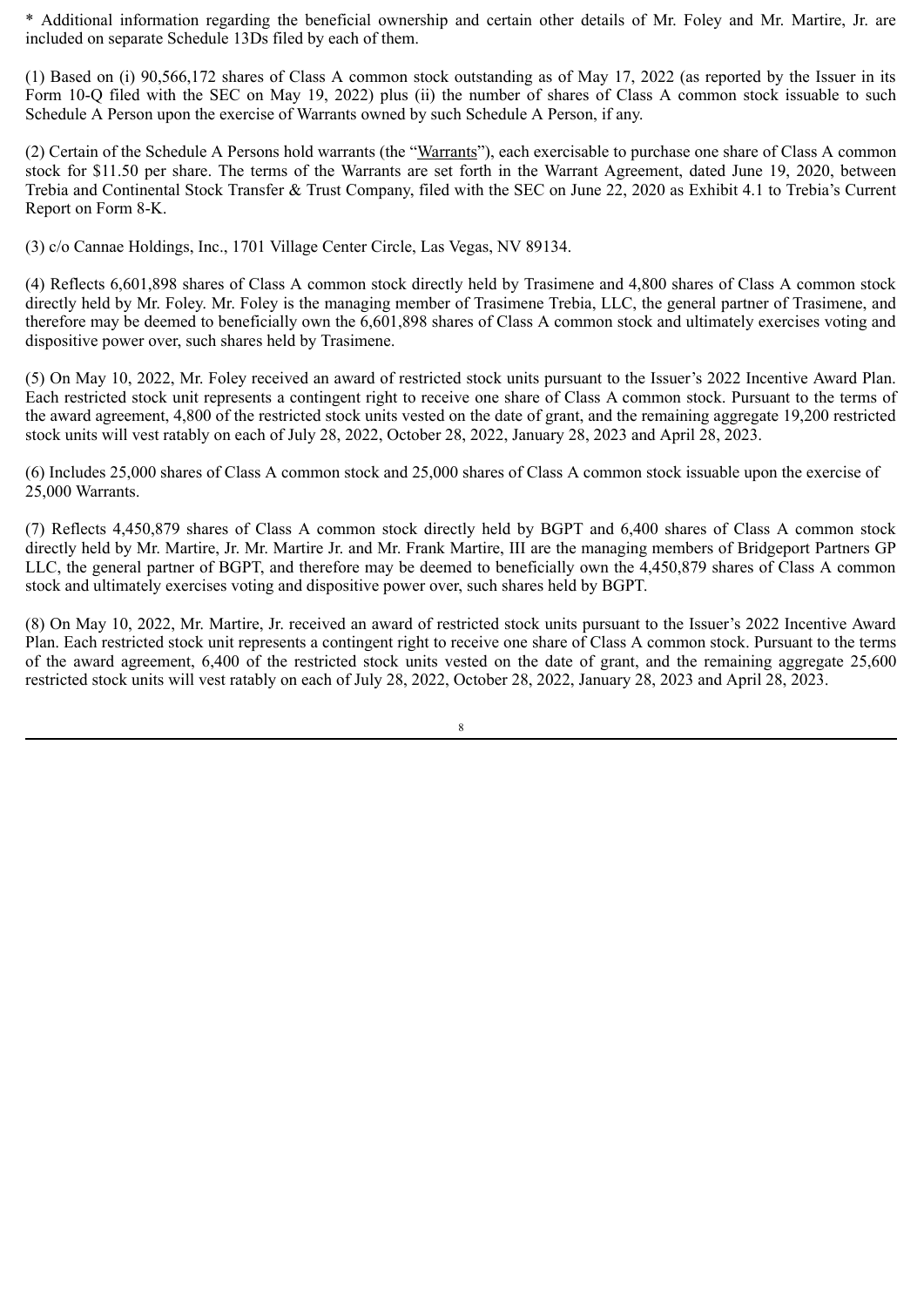* Additional information regarding the beneficial ownership and certain other details of Mr. Foley and Mr. Martire, Jr. are included on separate Schedule 13Ds filed by each of them.

(1) Based on (i) 90,566,172 shares of Class A common stock outstanding as of May 17, 2022 (as reported by the Issuer in its Form 10-Q filed with the SEC on May 19, 2022) plus (ii) the number of shares of Class A common stock issuable to such Schedule A Person upon the exercise of Warrants owned by such Schedule A Person, if any.

(2) Certain of the Schedule A Persons hold warrants (the "Warrants"), each exercisable to purchase one share of Class A common stock for $11.50 per share. The terms of the Warrants are set forth in the Warrant Agreement, dated June 19, 2020, between Trebia and Continental Stock Transfer & Trust Company, filed with the SEC on June 22, 2020 as Exhibit 4.1 to Trebia's Current Report on Form 8-K.

(3) c/o Cannae Holdings, Inc., 1701 Village Center Circle, Las Vegas, NV 89134.

(4) Reflects 6,601,898 shares of Class A common stock directly held by Trasimene and 4,800 shares of Class A common stock directly held by Mr. Foley. Mr. Foley is the managing member of Trasimene Trebia, LLC, the general partner of Trasimene, and therefore may be deemed to beneficially own the 6,601,898 shares of Class A common stock and ultimately exercises voting and dispositive power over, such shares held by Trasimene.

(5) On May 10, 2022, Mr. Foley received an award of restricted stock units pursuant to the Issuer's 2022 Incentive Award Plan. Each restricted stock unit represents a contingent right to receive one share of Class A common stock. Pursuant to the terms of the award agreement, 4,800 of the restricted stock units vested on the date of grant, and the remaining aggregate 19,200 restricted stock units will vest ratably on each of July 28, 2022, October 28, 2022, January 28, 2023 and April 28, 2023.

(6) Includes 25,000 shares of Class A common stock and 25,000 shares of Class A common stock issuable upon the exercise of 25,000 Warrants.

(7) Reflects 4,450,879 shares of Class A common stock directly held by BGPT and 6,400 shares of Class A common stock directly held by Mr. Martire, Jr. Mr. Martire Jr. and Mr. Frank Martire, III are the managing members of Bridgeport Partners GP LLC, the general partner of BGPT, and therefore may be deemed to beneficially own the 4,450,879 shares of Class A common stock and ultimately exercises voting and dispositive power over, such shares held by BGPT.

(8) On May 10, 2022, Mr. Martire, Jr. received an award of restricted stock units pursuant to the Issuer's 2022 Incentive Award Plan. Each restricted stock unit represents a contingent right to receive one share of Class A common stock. Pursuant to the terms of the award agreement, 6,400 of the restricted stock units vested on the date of grant, and the remaining aggregate 25,600 restricted stock units will vest ratably on each of July 28, 2022, October 28, 2022, January 28, 2023 and April 28, 2023.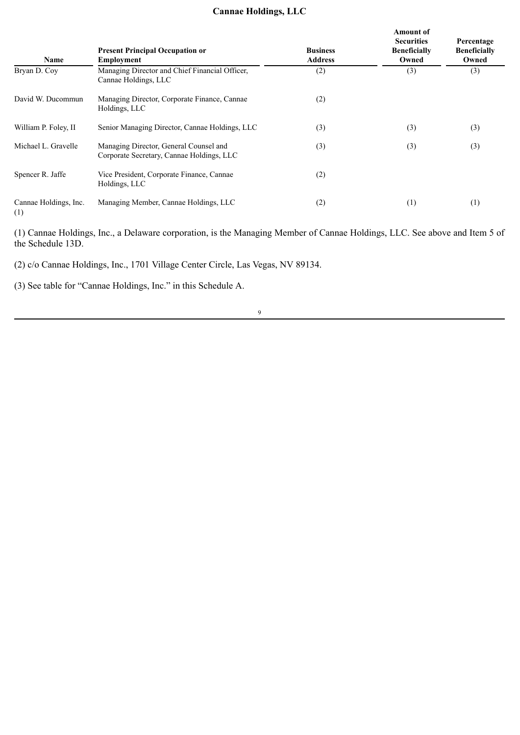**Cannae Holdings, LLC**

| Name | Present Principal Occupation or Employment | Business Address | Amount of Securities Beneficially Owned | Percentage Beneficially Owned |
|---|---|---|---|---|
| Bryan D. Coy | Managing Director and Chief Financial Officer, Cannae Holdings, LLC | (2) | (3) | (3) |
| David W. Ducommun | Managing Director, Corporate Finance, Cannae Holdings, LLC | (2) | | |
| William P. Foley, II | Senior Managing Director, Cannae Holdings, LLC | (3) | (3) | (3) |
| Michael L. Gravelle | Managing Director, General Counsel and Corporate Secretary, Cannae Holdings, LLC | (3) | (3) | (3) |
| Spencer R. Jaffe | Vice President, Corporate Finance, Cannae Holdings, LLC | (2) | | |
| Cannae Holdings, Inc. (1) | Managing Member, Cannae Holdings, LLC | (2) | (1) | (1) |

(1) Cannae Holdings, Inc., a Delaware corporation, is the Managing Member of Cannae Holdings, LLC. See above and Item 5 of the Schedule 13D.

(2) c/o Cannae Holdings, Inc., 1701 Village Center Circle, Las Vegas, NV 89134.

(3) See table for "Cannae Holdings, Inc." in this Schedule A.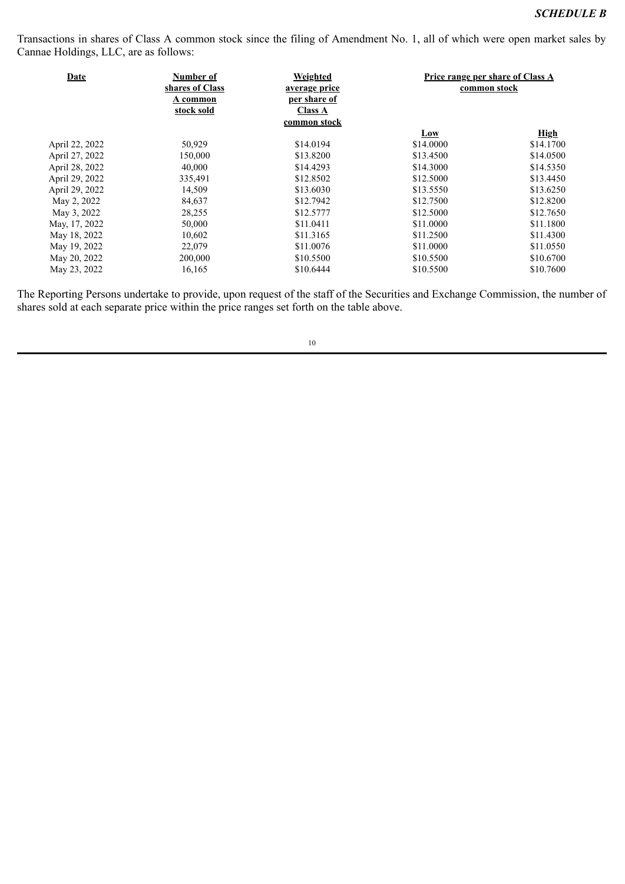***SCHEDULE B***

Transactions in shares of Class A common stock since the filing of Amendment No. 1, all of which were open market sales by Cannae Holdings, LLC, are as follows:

| Date | Number of shares of Class A common stock sold | Weighted average price per share of Class A common stock | Price range per share of Class A common stock | |
|---|---|---|---|---|
| | | | Low | High |
| April 22, 2022 | 50,929 | $14.0194 | $14.0000 | $14.1700 |
| April 27, 2022 | 150,000 | $13.8200 | $13.4500 | $14.0500 |
| April 28, 2022 | 40,000 | $14.4293 | $14.3000 | $14.5350 |
| April 29, 2022 | 335,491 | $12.8502 | $12.5000 | $13.4450 |
| April 29, 2022 | 14,509 | $13.6030 | $13.5550 | $13.6250 |
| May 2, 2022 | 84,637 | $12.7942 | $12.7500 | $12.8200 |
| May 3, 2022 | 28,255 | $12.5777 | $12.5000 | $12.7650 |
| May, 17, 2022 | 50,000 | $11.0411 | $11.0000 | $11.1800 |
| May 18, 2022 | 10,602 | $11.3165 | $11.2500 | $11.4300 |
| May 19, 2022 | 22,079 | $11.0076 | $11.0000 | $11.0550 |
| May 20, 2022 | 200,000 | $10.5500 | $10.5500 | $10.6700 |
| May 23, 2022 | 16,165 | $10.6444 | $10.5500 | $10.7600 |

The Reporting Persons undertake to provide, upon request of the staff of the Securities and Exchange Commission, the number of shares sold at each separate price within the price ranges set forth on the table above.